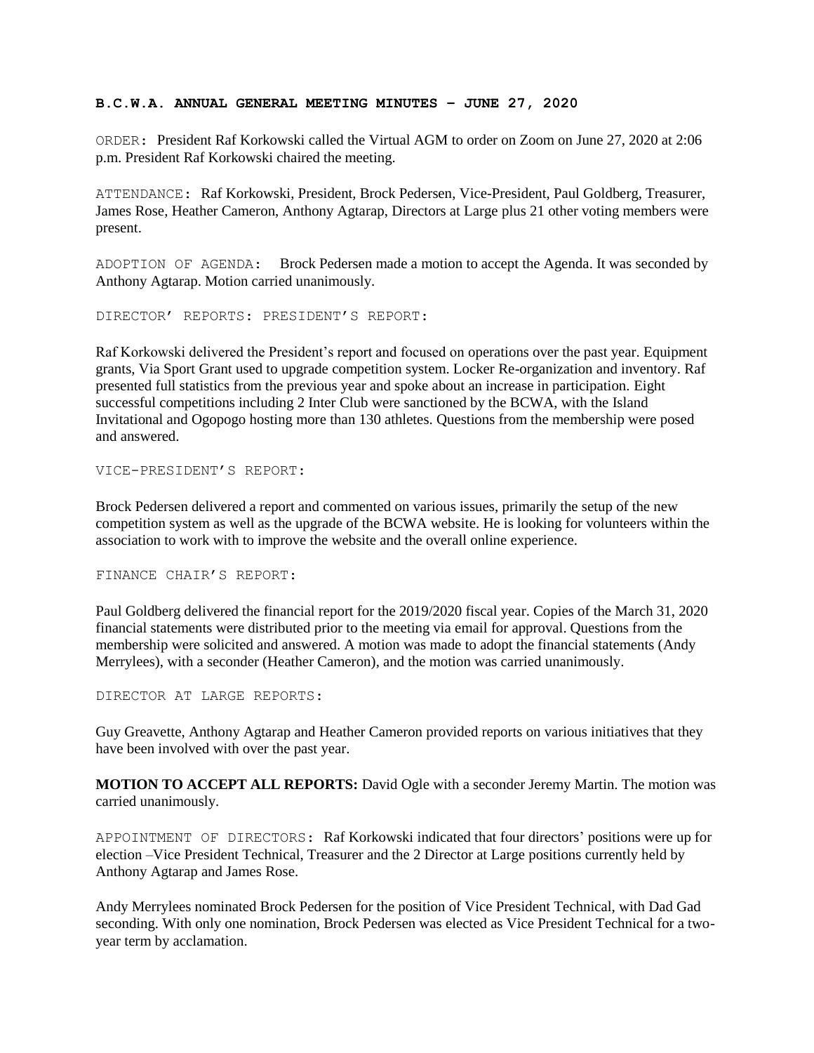**B.C.W.A. ANNUAL GENERAL MEETING MINUTES – JUNE 27, 2020**

ORDER: President Raf Korkowski called the Virtual AGM to order on Zoom on June 27, 2020 at 2:06 p.m. President Raf Korkowski chaired the meeting.

ATTENDANCE: Raf Korkowski, President, Brock Pedersen, Vice-President, Paul Goldberg, Treasurer, James Rose, Heather Cameron, Anthony Agtarap, Directors at Large plus 21 other voting members were present.

ADOPTION OF AGENDA: Brock Pedersen made a motion to accept the Agenda. It was seconded by Anthony Agtarap. Motion carried unanimously.

DIRECTOR' REPORTS: PRESIDENT'S REPORT:

Raf Korkowski delivered the President's report and focused on operations over the past year. Equipment grants, Via Sport Grant used to upgrade competition system. Locker Re-organization and inventory. Raf presented full statistics from the previous year and spoke about an increase in participation. Eight successful competitions including 2 Inter Club were sanctioned by the BCWA, with the Island Invitational and Ogopogo hosting more than 130 athletes. Questions from the membership were posed and answered.

VICE-PRESIDENT'S REPORT:

Brock Pedersen delivered a report and commented on various issues, primarily the setup of the new competition system as well as the upgrade of the BCWA website. He is looking for volunteers within the association to work with to improve the website and the overall online experience.

FINANCE CHAIR'S REPORT:

Paul Goldberg delivered the financial report for the 2019/2020 fiscal year. Copies of the March 31, 2020 financial statements were distributed prior to the meeting via email for approval. Questions from the membership were solicited and answered. A motion was made to adopt the financial statements (Andy Merrylees), with a seconder (Heather Cameron), and the motion was carried unanimously.

DIRECTOR AT LARGE REPORTS:

Guy Greavette, Anthony Agtarap and Heather Cameron provided reports on various initiatives that they have been involved with over the past year.

**MOTION TO ACCEPT ALL REPORTS:** David Ogle with a seconder Jeremy Martin. The motion was carried unanimously.

APPOINTMENT OF DIRECTORS: Raf Korkowski indicated that four directors' positions were up for election –Vice President Technical, Treasurer and the 2 Director at Large positions currently held by Anthony Agtarap and James Rose.

Andy Merrylees nominated Brock Pedersen for the position of Vice President Technical, with Dad Gad seconding. With only one nomination, Brock Pedersen was elected as Vice President Technical for a two-year term by acclamation.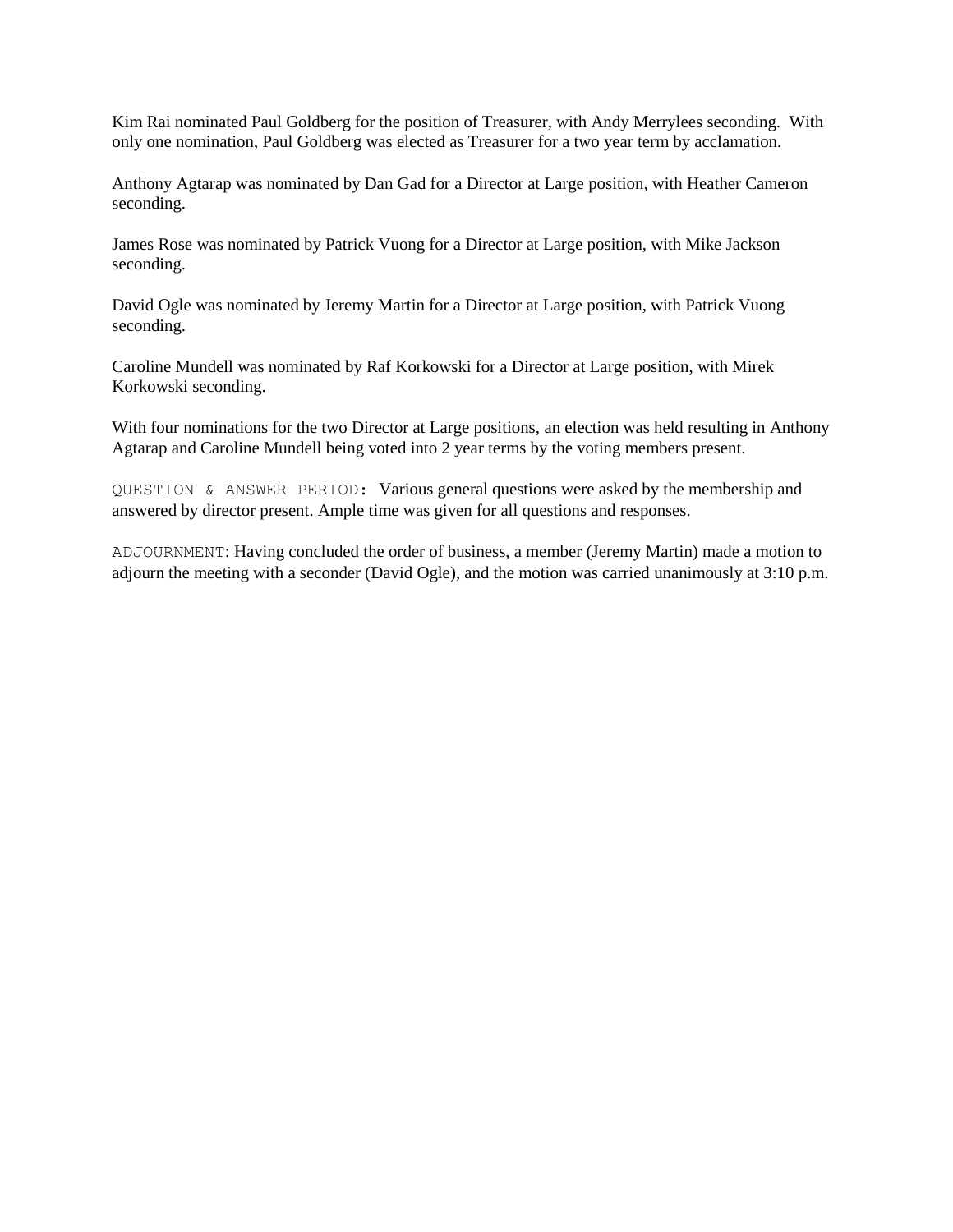Kim Rai nominated Paul Goldberg for the position of Treasurer, with Andy Merrylees seconding. With only one nomination, Paul Goldberg was elected as Treasurer for a two year term by acclamation.

Anthony Agtarap was nominated by Dan Gad for a Director at Large position, with Heather Cameron seconding.

James Rose was nominated by Patrick Vuong for a Director at Large position, with Mike Jackson seconding.

David Ogle was nominated by Jeremy Martin for a Director at Large position, with Patrick Vuong seconding.

Caroline Mundell was nominated by Raf Korkowski for a Director at Large position, with Mirek Korkowski seconding.

With four nominations for the two Director at Large positions, an election was held resulting in Anthony Agtarap and Caroline Mundell being voted into 2 year terms by the voting members present.

QUESTION & ANSWER PERIOD: Various general questions were asked by the membership and answered by director present. Ample time was given for all questions and responses.

ADJOURNMENT: Having concluded the order of business, a member (Jeremy Martin) made a motion to adjourn the meeting with a seconder (David Ogle), and the motion was carried unanimously at 3:10 p.m.